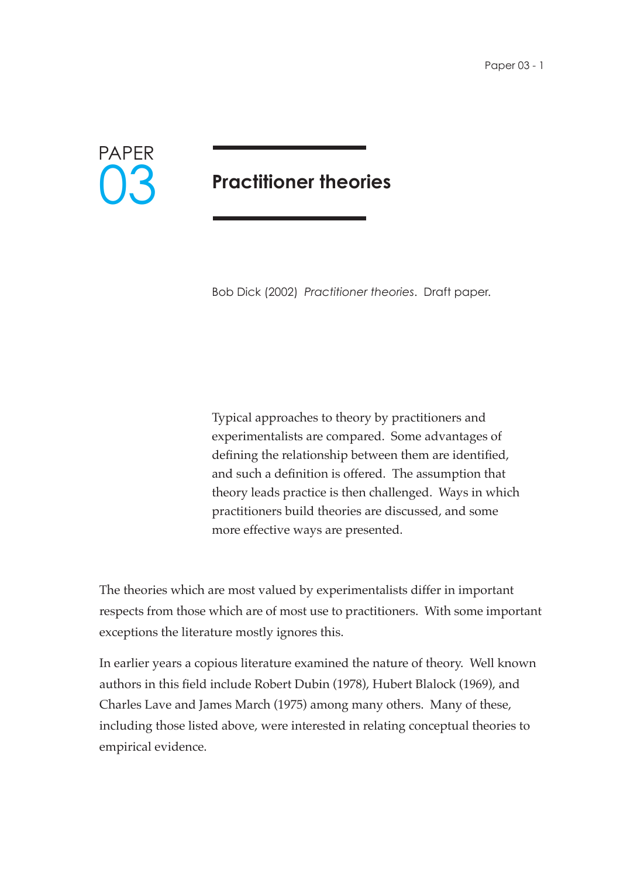PAPER 03

# Practitioner theories

Bob Dick (2002) *Practitioner theories*. Draft paper.

Typical approaches to theory by practitioners and experimentalists are compared. Some advantages of defining the relationship between them are identified, and such a definition is offered. The assumption that theory leads practice is then challenged. Ways in which practitioners build theories are discussed, and some more effective ways are presented.

The theories which are most valued by experimentalists differ in important respects from those which are of most use to practitioners. With some important exceptions the literature mostly ignores this.

In earlier years a copious literature examined the nature of theory. Well known authors in this field include Robert Dubin (1978), Hubert Blalock (1969), and Charles Lave and James March (1975) among many others. Many of these, including those listed above, were interested in relating conceptual theories to empirical evidence.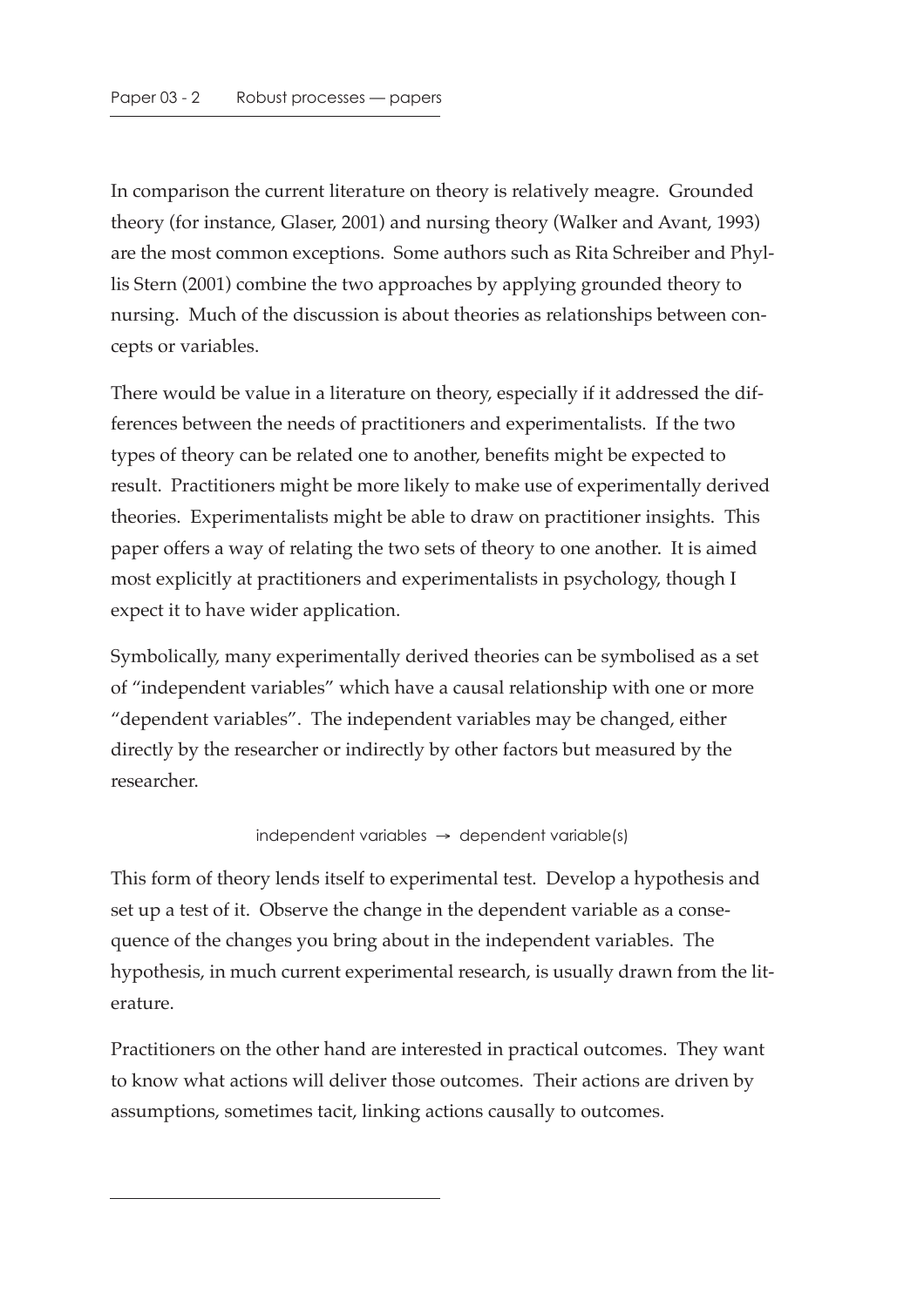In comparison the current literature on theory is relatively meagre. Grounded theory (for instance, Glaser, 2001) and nursing theory (Walker and Avant, 1993) are the most common exceptions. Some authors such as Rita Schreiber and Phyllis Stern (2001) combine the two approaches by applying grounded theory to nursing. Much of the discussion is about theories as relationships between concepts or variables.

There would be value in a literature on theory, especially if it addressed the differences between the needs of practitioners and experimentalists. If the two types of theory can be related one to another, benefits might be expected to result. Practitioners might be more likely to make use of experimentally derived theories. Experimentalists might be able to draw on practitioner insights. This paper offers a way of relating the two sets of theory to one another. It is aimed most explicitly at practitioners and experimentalists in psychology, though I expect it to have wider application.

Symbolically, many experimentally derived theories can be symbolised as a set of "independent variables" which have a causal relationship with one or more "dependent variables". The independent variables may be changed, either directly by the researcher or indirectly by other factors but measured by the researcher.

independent variables → dependent variable(s)

This form of theory lends itself to experimental test. Develop a hypothesis and set up a test of it. Observe the change in the dependent variable as a consequence of the changes you bring about in the independent variables. The hypothesis, in much current experimental research, is usually drawn from the literature.

Practitioners on the other hand are interested in practical outcomes. They want to know what actions will deliver those outcomes. Their actions are driven by assumptions, sometimes tacit, linking actions causally to outcomes.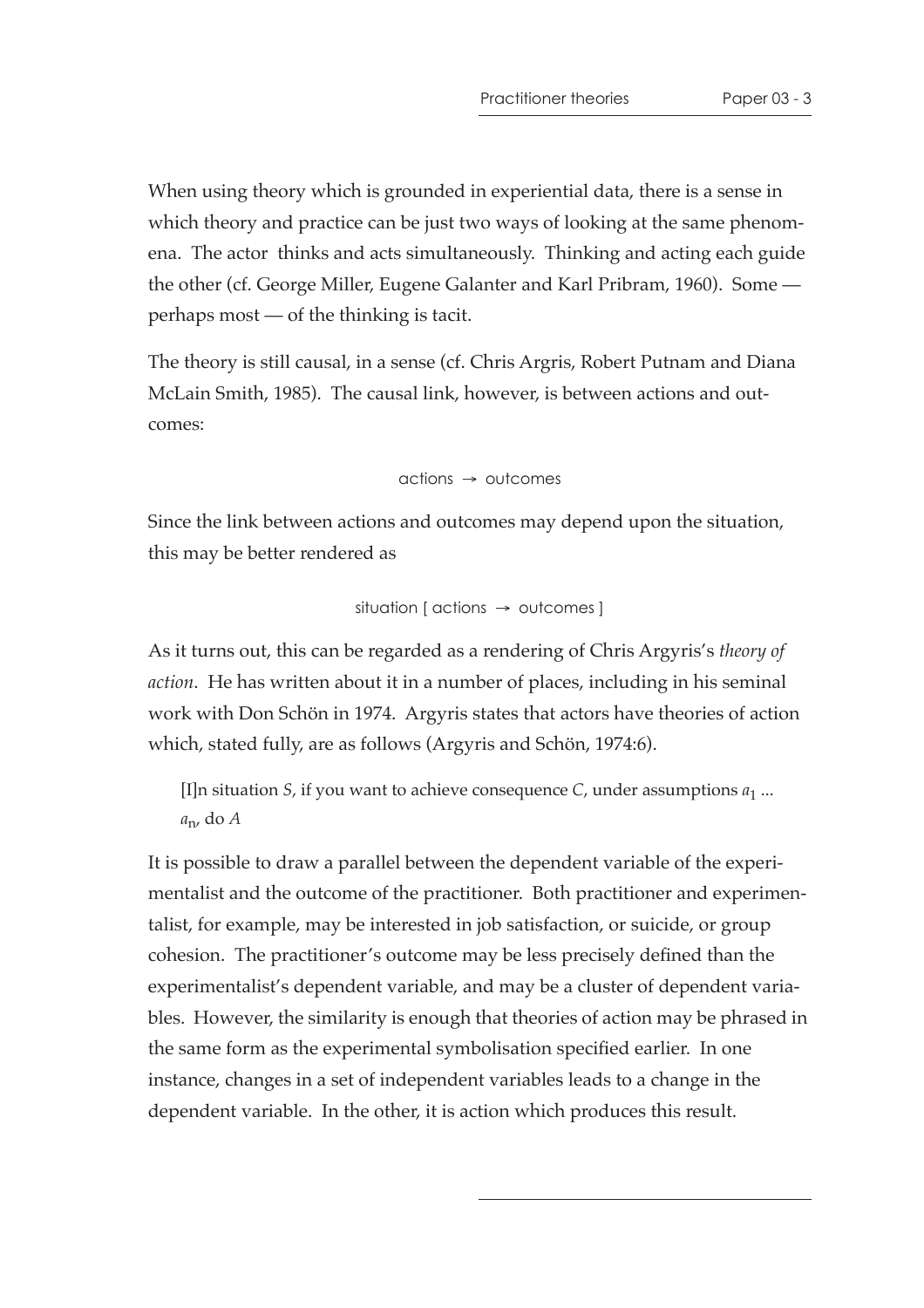When using theory which is grounded in experiential data, there is a sense in which theory and practice can be just two ways of looking at the same phenomena. The actor thinks and acts simultaneously. Thinking and acting each guide the other (cf. George Miller, Eugene Galanter and Karl Pribram, 1960). Some — perhaps most — of the thinking is tacit.

The theory is still causal, in a sense (cf. Chris Argris, Robert Putnam and Diana McLain Smith, 1985). The causal link, however, is between actions and outcomes:

actions → outcomes

Since the link between actions and outcomes may depend upon the situation, this may be better rendered as

situation [ actions → outcomes ]

As it turns out, this can be regarded as a rendering of Chris Argyris's *theory of action*. He has written about it in a number of places, including in his seminal work with Don Schön in 1974. Argyris states that actors have theories of action which, stated fully, are as follows (Argyris and Schön, 1974:6).

> [I]n situation *S*, if you want to achieve consequence *C*, under assumptions $a_1$ ... $a_n$, do *A*

It is possible to draw a parallel between the dependent variable of the experimentalist and the outcome of the practitioner. Both practitioner and experimentalist, for example, may be interested in job satisfaction, or suicide, or group cohesion. The practitioner's outcome may be less precisely defined than the experimentalist's dependent variable, and may be a cluster of dependent variables. However, the similarity is enough that theories of action may be phrased in the same form as the experimental symbolisation specified earlier. In one instance, changes in a set of independent variables leads to a change in the dependent variable. In the other, it is action which produces this result.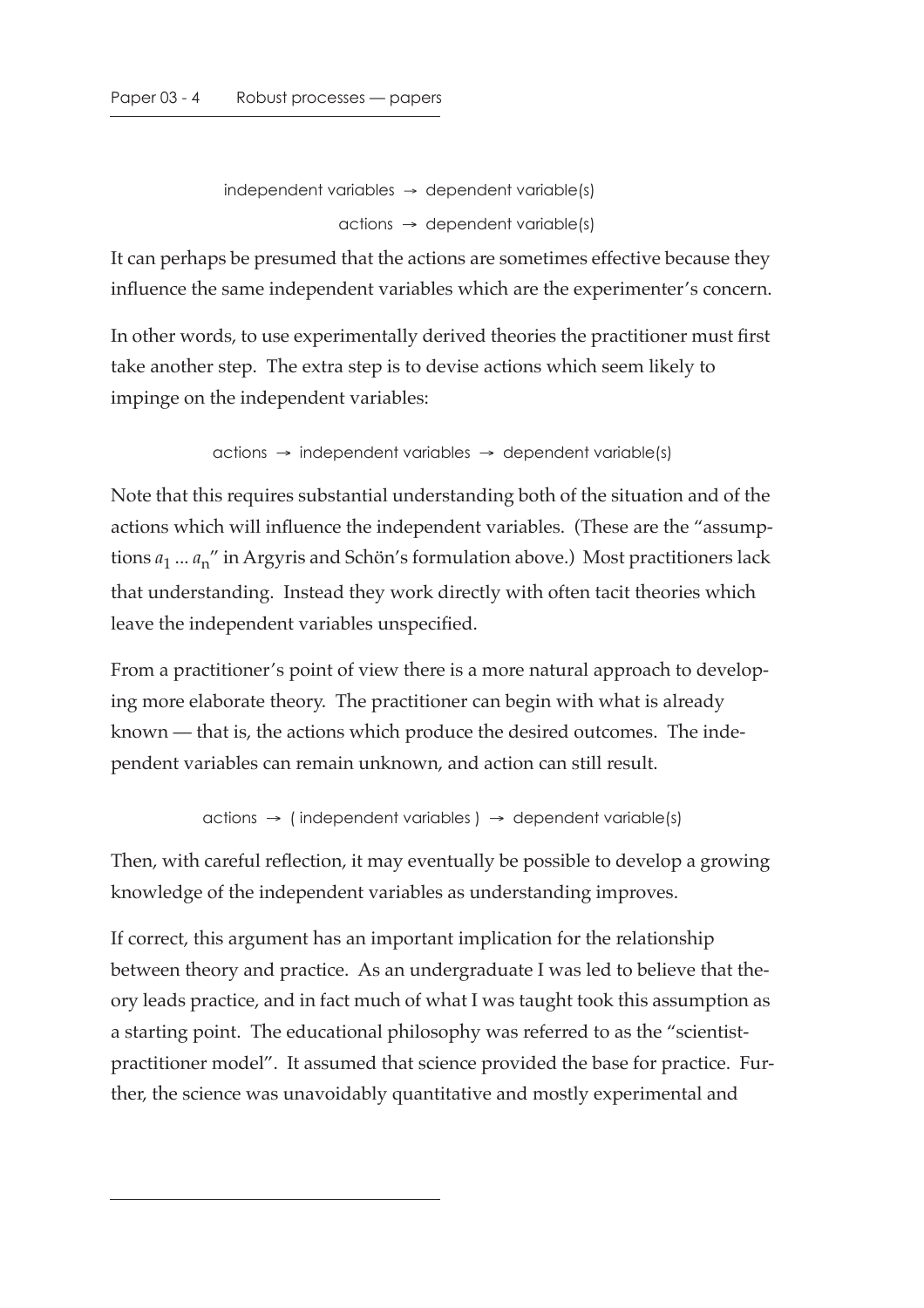independent variables → dependent variable(s)

actions → dependent variable(s)

It can perhaps be presumed that the actions are sometimes effective because they influence the same independent variables which are the experimenter's concern.

In other words, to use experimentally derived theories the practitioner must first take another step. The extra step is to devise actions which seem likely to impinge on the independent variables:

actions → independent variables → dependent variable(s)

Note that this requires substantial understanding both of the situation and of the actions which will influence the independent variables. (These are the "assumptions $a_1$ ... $a_n$" in Argyris and Schön's formulation above.) Most practitioners lack that understanding. Instead they work directly with often tacit theories which leave the independent variables unspecified.

From a practitioner's point of view there is a more natural approach to developing more elaborate theory. The practitioner can begin with what is already known — that is, the actions which produce the desired outcomes. The independent variables can remain unknown, and action can still result.

actions → ( independent variables ) → dependent variable(s)

Then, with careful reflection, it may eventually be possible to develop a growing knowledge of the independent variables as understanding improves.

If correct, this argument has an important implication for the relationship between theory and practice. As an undergraduate I was led to believe that theory leads practice, and in fact much of what I was taught took this assumption as a starting point. The educational philosophy was referred to as the "scientist-practitioner model". It assumed that science provided the base for practice. Further, the science was unavoidably quantitative and mostly experimental and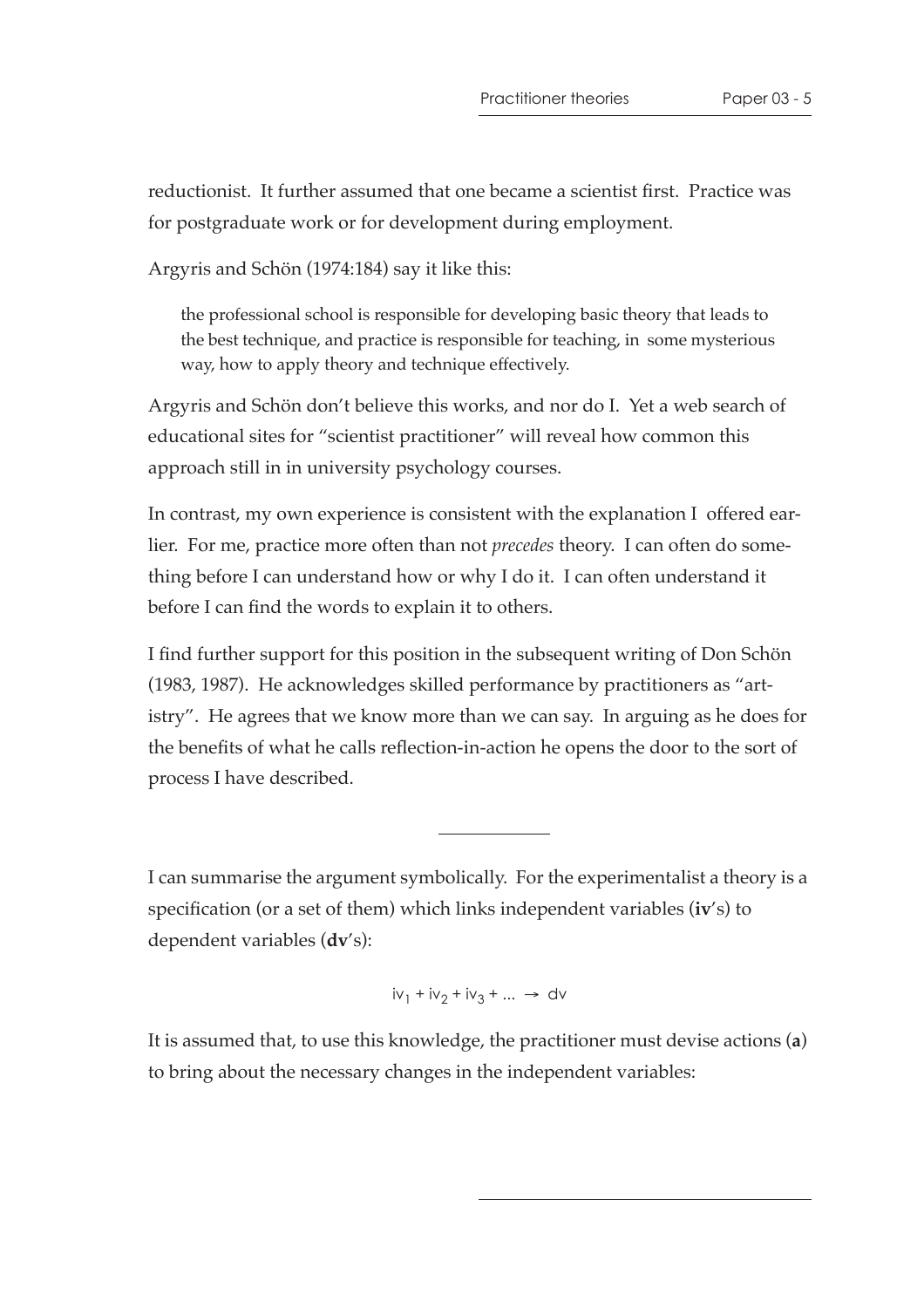reductionist. It further assumed that one became a scientist first. Practice was for postgraduate work or for development during employment.

Argyris and Schön (1974:184) say it like this:

> the professional school is responsible for developing basic theory that leads to the best technique, and practice is responsible for teaching, in some mysterious way, how to apply theory and technique effectively.

Argyris and Schön don't believe this works, and nor do I. Yet a web search of educational sites for "scientist practitioner" will reveal how common this approach still in in university psychology courses.

In contrast, my own experience is consistent with the explanation I offered earlier. For me, practice more often than not *precedes* theory. I can often do something before I can understand how or why I do it. I can often understand it before I can find the words to explain it to others.

I find further support for this position in the subsequent writing of Don Schön (1983, 1987). He acknowledges skilled performance by practitioners as "artistry". He agrees that we know more than we can say. In arguing as he does for the benefits of what he calls reflection-in-action he opens the door to the sort of process I have described.

---

I can summarise the argument symbolically. For the experimentalist a theory is a specification (or a set of them) which links independent variables (**iv**'s) to dependent variables (**dv**'s):

$$iv_1 + iv_2 + iv_3 + \ldots \rightarrow dv$$

It is assumed that, to use this knowledge, the practitioner must devise actions (**a**) to bring about the necessary changes in the independent variables: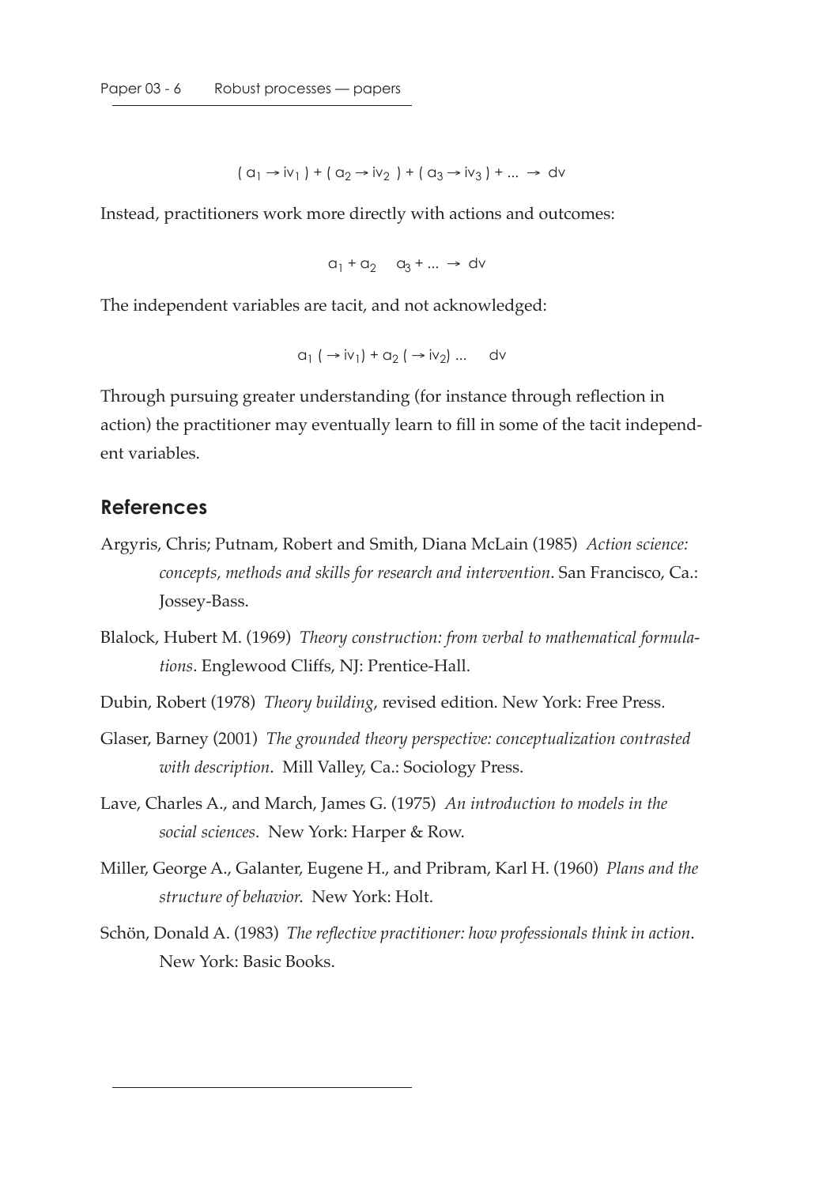$$( a_1 \rightarrow iv_1 ) + ( a_2 \rightarrow iv_2 ) + ( a_3 \rightarrow iv_3 ) + ... \rightarrow dv$$

Instead, practitioners work more directly with actions and outcomes:

$$a_1 + a_2 \quad a_3 + ... \rightarrow dv$$

The independent variables are tacit, and not acknowledged:

$$a_1 ( \rightarrow iv_1) + a_2 ( \rightarrow iv_2) ... \quad dv$$

Through pursuing greater understanding (for instance through reflection in action) the practitioner may eventually learn to fill in some of the tacit independent variables.

## References

Argyris, Chris; Putnam, Robert and Smith, Diana McLain (1985) *Action science: concepts, methods and skills for research and intervention*. San Francisco, Ca.: Jossey-Bass.

Blalock, Hubert M. (1969) *Theory construction: from verbal to mathematical formulations*. Englewood Cliffs, NJ: Prentice-Hall.

Dubin, Robert (1978) *Theory building*, revised edition. New York: Free Press.

Glaser, Barney (2001) *The grounded theory perspective: conceptualization contrasted with description*. Mill Valley, Ca.: Sociology Press.

Lave, Charles A., and March, James G. (1975) *An introduction to models in the social sciences*. New York: Harper & Row.

Miller, George A., Galanter, Eugene H., and Pribram, Karl H. (1960) *Plans and the structure of behavior*. New York: Holt.

Schön, Donald A. (1983) *The reflective practitioner: how professionals think in action*. New York: Basic Books.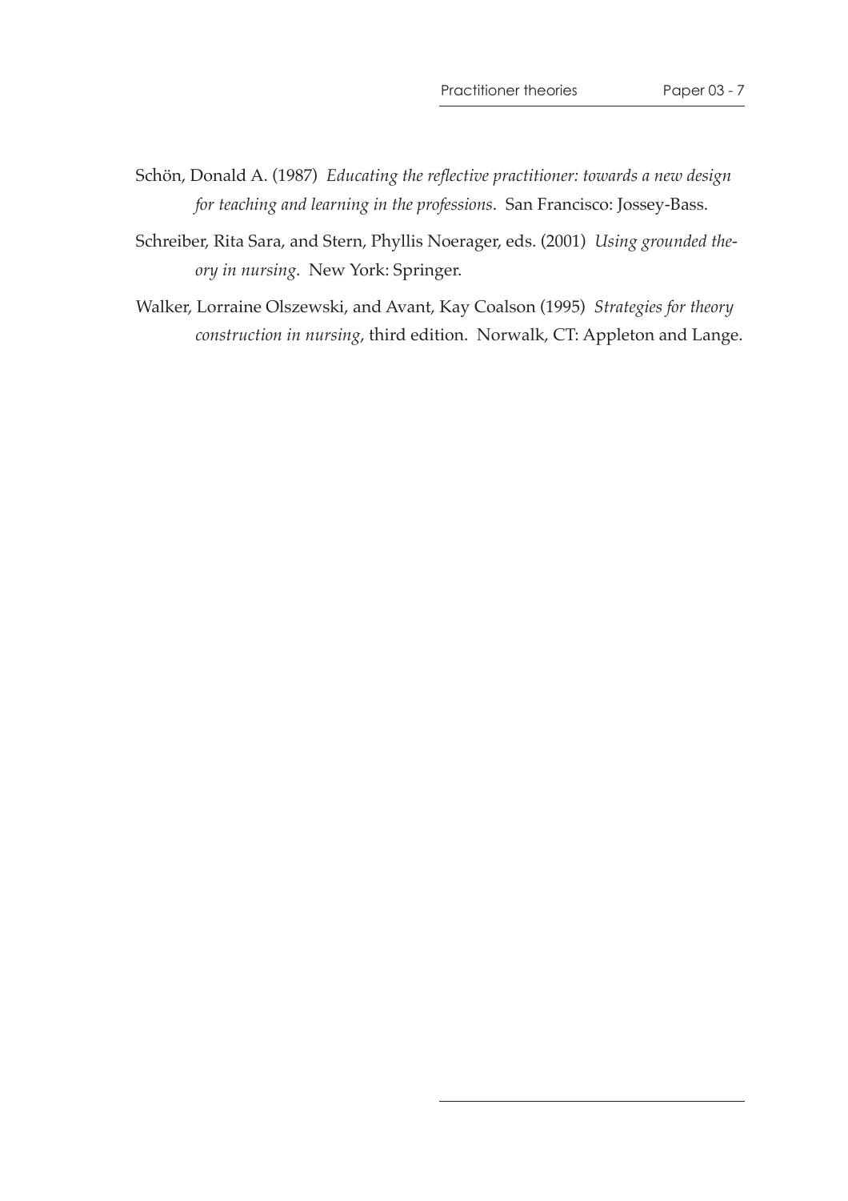Schön, Donald A. (1987) *Educating the reflective practitioner: towards a new design for teaching and learning in the professions*. San Francisco: Jossey-Bass.

Schreiber, Rita Sara, and Stern, Phyllis Noerager, eds. (2001) *Using grounded theory in nursing*. New York: Springer.

Walker, Lorraine Olszewski, and Avant, Kay Coalson (1995) *Strategies for theory construction in nursing*, third edition. Norwalk, CT: Appleton and Lange.